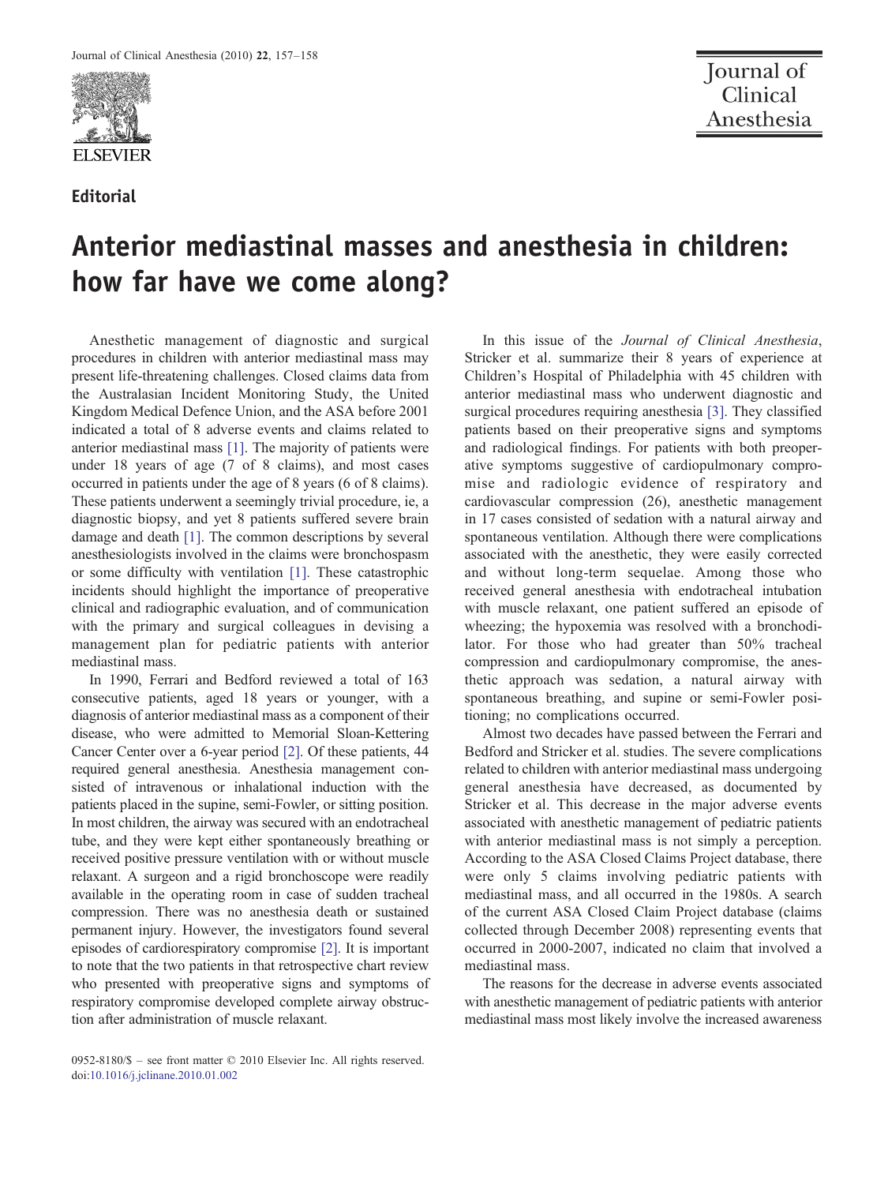Editorial

# Anterior mediastinal masses and anesthesia in children: how far have we come along?

Anesthetic management of diagnostic and surgical procedures in children with anterior mediastinal mass may present life-threatening challenges. Closed claims data from the Australasian Incident Monitoring Study, the United Kingdom Medical Defence Union, and the ASA before 2001 indicated a total of 8 adverse events and claims related to anterior mediastinal mass [1]. The majority of patients were under 18 years of age (7 of 8 claims), and most cases occurred in patients under the age of 8 years (6 of 8 claims). These patients underwent a seemingly trivial procedure, ie, a diagnostic biopsy, and yet 8 patients suffered severe brain damage and death [1]. The common descriptions by several anesthesiologists involved in the claims were bronchospasm or some difficulty with ventilation [1]. These catastrophic incidents should highlight the importance of preoperative clinical and radiographic evaluation, and of communication with the primary and surgical colleagues in devising a management plan for pediatric patients with anterior mediastinal mass.

In 1990, Ferrari and Bedford reviewed a total of 163 consecutive patients, aged 18 years or younger, with a diagnosis of anterior mediastinal mass as a component of their disease, who were admitted to Memorial Sloan-Kettering Cancer Center over a 6-year period [2]. Of these patients, 44 required general anesthesia. Anesthesia management consisted of intravenous or inhalational induction with the patients placed in the supine, semi-Fowler, or sitting position. In most children, the airway was secured with an endotracheal tube, and they were kept either spontaneously breathing or received positive pressure ventilation with or without muscle relaxant. A surgeon and a rigid bronchoscope were readily available in the operating room in case of sudden tracheal compression. There was no anesthesia death or sustained permanent injury. However, the investigators found several episodes of cardiorespiratory compromise [2]. It is important to note that the two patients in that retrospective chart review who presented with preoperative signs and symptoms of respiratory compromise developed complete airway obstruction after administration of muscle relaxant.

In this issue of the *Journal of Clinical Anesthesia*, Stricker et al. summarize their 8 years of experience at Children's Hospital of Philadelphia with 45 children with anterior mediastinal mass who underwent diagnostic and surgical procedures requiring anesthesia [3]. They classified patients based on their preoperative signs and symptoms and radiological findings. For patients with both preoperative symptoms suggestive of cardiopulmonary compromise and radiologic evidence of respiratory and cardiovascular compression (26), anesthetic management in 17 cases consisted of sedation with a natural airway and spontaneous ventilation. Although there were complications associated with the anesthetic, they were easily corrected and without long-term sequelae. Among those who received general anesthesia with endotracheal intubation with muscle relaxant, one patient suffered an episode of wheezing; the hypoxemia was resolved with a bronchodilator. For those who had greater than 50% tracheal compression and cardiopulmonary compromise, the anesthetic approach was sedation, a natural airway with spontaneous breathing, and supine or semi-Fowler positioning; no complications occurred.

Almost two decades have passed between the Ferrari and Bedford and Stricker et al. studies. The severe complications related to children with anterior mediastinal mass undergoing general anesthesia have decreased, as documented by Stricker et al. This decrease in the major adverse events associated with anesthetic management of pediatric patients with anterior mediastinal mass is not simply a perception. According to the ASA Closed Claims Project database, there were only 5 claims involving pediatric patients with mediastinal mass, and all occurred in the 1980s. A search of the current ASA Closed Claim Project database (claims collected through December 2008) representing events that occurred in 2000-2007, indicated no claim that involved a mediastinal mass.

The reasons for the decrease in adverse events associated with anesthetic management of pediatric patients with anterior mediastinal mass most likely involve the increased awareness

0952-8180/$ – see front matter © 2010 Elsevier Inc. All rights reserved.
doi:10.1016/j.jclinane.2010.01.002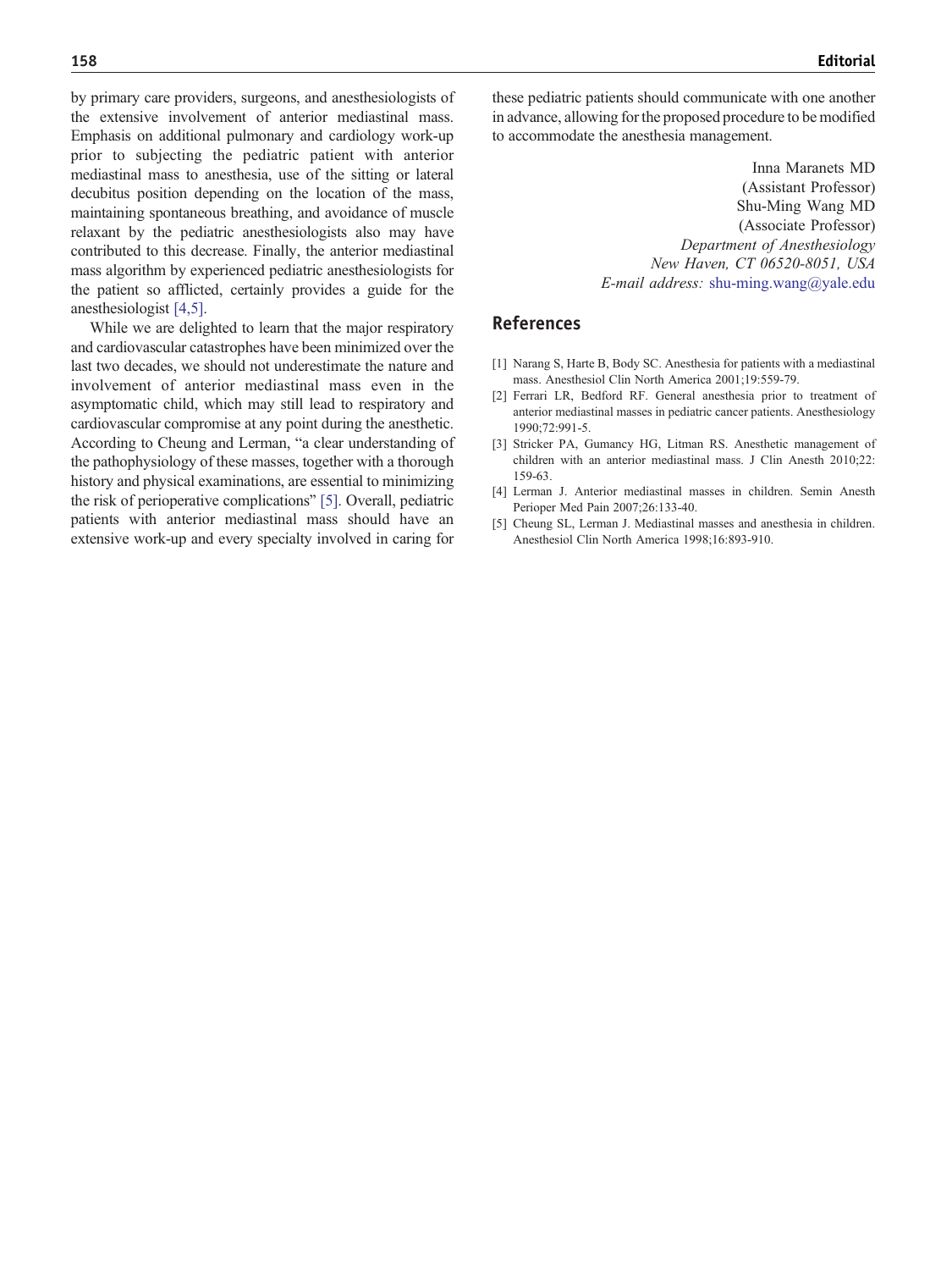by primary care providers, surgeons, and anesthesiologists of the extensive involvement of anterior mediastinal mass. Emphasis on additional pulmonary and cardiology work-up prior to subjecting the pediatric patient with anterior mediastinal mass to anesthesia, use of the sitting or lateral decubitus position depending on the location of the mass, maintaining spontaneous breathing, and avoidance of muscle relaxant by the pediatric anesthesiologists also may have contributed to this decrease. Finally, the anterior mediastinal mass algorithm by experienced pediatric anesthesiologists for the patient so afflicted, certainly provides a guide for the anesthesiologist [4,5].

While we are delighted to learn that the major respiratory and cardiovascular catastrophes have been minimized over the last two decades, we should not underestimate the nature and involvement of anterior mediastinal mass even in the asymptomatic child, which may still lead to respiratory and cardiovascular compromise at any point during the anesthetic. According to Cheung and Lerman, "a clear understanding of the pathophysiology of these masses, together with a thorough history and physical examinations, are essential to minimizing the risk of perioperative complications" [5]. Overall, pediatric patients with anterior mediastinal mass should have an extensive work-up and every specialty involved in caring for these pediatric patients should communicate with one another in advance, allowing for the proposed procedure to be modified to accommodate the anesthesia management.

Inna Maranets MD
(Assistant Professor)
Shu-Ming Wang MD
(Associate Professor)
*Department of Anesthesiology*
*New Haven, CT 06520-8051, USA*
*E-mail address:* shu-ming.wang@yale.edu

## References

[1] Narang S, Harte B, Body SC. Anesthesia for patients with a mediastinal mass. Anesthesiol Clin North America 2001;19:559-79.

[2] Ferrari LR, Bedford RF. General anesthesia prior to treatment of anterior mediastinal masses in pediatric cancer patients. Anesthesiology 1990;72:991-5.

[3] Stricker PA, Gumancy HG, Litman RS. Anesthetic management of children with an anterior mediastinal mass. J Clin Anesth 2010;22: 159-63.

[4] Lerman J. Anterior mediastinal masses in children. Semin Anesth Perioper Med Pain 2007;26:133-40.

[5] Cheung SL, Lerman J. Mediastinal masses and anesthesia in children. Anesthesiol Clin North America 1998;16:893-910.